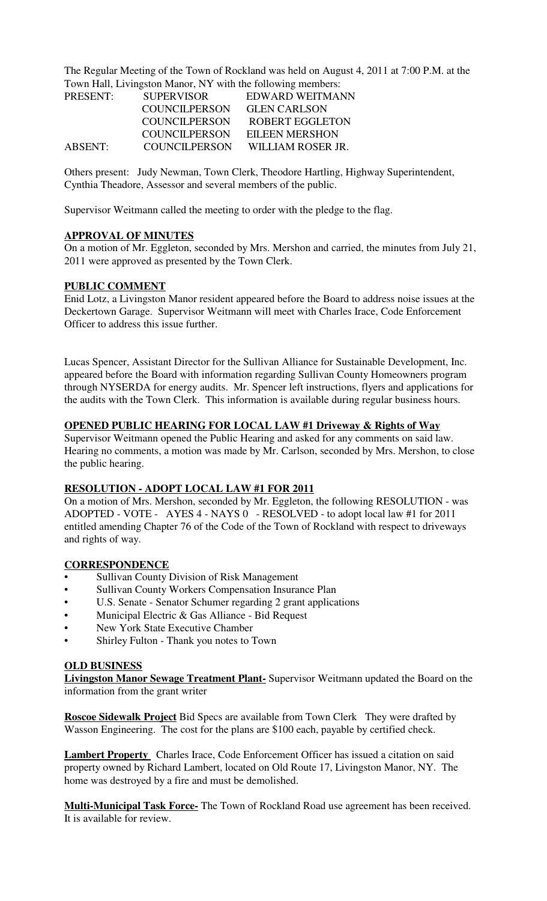The Regular Meeting of the Town of Rockland was held on August 4, 2011 at 7:00 P.M. at the Town Hall, Livingston Manor, NY with the following members:

| | | |
|---|---|---|
| PRESENT: | SUPERVISOR | EDWARD WEITMANN |
| | COUNCILPERSON | GLEN CARLSON |
| | COUNCILPERSON | ROBERT EGGLETON |
| | COUNCILPERSON | EILEEN MERSHON |
| ABSENT: | COUNCILPERSON | WILLIAM ROSER JR. |

Others present: Judy Newman, Town Clerk, Theodore Hartling, Highway Superintendent, Cynthia Theadore, Assessor and several members of the public.

Supervisor Weitmann called the meeting to order with the pledge to the flag.

**APPROVAL OF MINUTES**

On a motion of Mr. Eggleton, seconded by Mrs. Mershon and carried, the minutes from July 21, 2011 were approved as presented by the Town Clerk.

**PUBLIC COMMENT**

Enid Lotz, a Livingston Manor resident appeared before the Board to address noise issues at the Deckertown Garage. Supervisor Weitmann will meet with Charles Irace, Code Enforcement Officer to address this issue further.

Lucas Spencer, Assistant Director for the Sullivan Alliance for Sustainable Development, Inc. appeared before the Board with information regarding Sullivan County Homeowners program through NYSERDA for energy audits. Mr. Spencer left instructions, flyers and applications for the audits with the Town Clerk. This information is available during regular business hours.

**OPENED PUBLIC HEARING FOR LOCAL LAW #1 Driveway & Rights of Way**

Supervisor Weitmann opened the Public Hearing and asked for any comments on said law. Hearing no comments, a motion was made by Mr. Carlson, seconded by Mrs. Mershon, to close the public hearing.

**RESOLUTION - ADOPT LOCAL LAW #1 FOR 2011**

On a motion of Mrs. Mershon, seconded by Mr. Eggleton, the following RESOLUTION - was ADOPTED - VOTE - AYES 4 - NAYS 0 - RESOLVED - to adopt local law #1 for 2011 entitled amending Chapter 76 of the Code of the Town of Rockland with respect to driveways and rights of way.

**CORRESPONDENCE**

- Sullivan County Division of Risk Management
- Sullivan County Workers Compensation Insurance Plan
- U.S. Senate - Senator Schumer regarding 2 grant applications
- Municipal Electric & Gas Alliance - Bid Request
- New York State Executive Chamber
- Shirley Fulton - Thank you notes to Town

**OLD BUSINESS**

**Livingston Manor Sewage Treatment Plant-** Supervisor Weitmann updated the Board on the information from the grant writer

**Roscoe Sidewalk Project** Bid Specs are available from Town Clerk They were drafted by Wasson Engineering. The cost for the plans are $100 each, payable by certified check.

**Lambert Property** Charles Irace, Code Enforcement Officer has issued a citation on said property owned by Richard Lambert, located on Old Route 17, Livingston Manor, NY. The home was destroyed by a fire and must be demolished.

**Multi-Municipal Task Force-** The Town of Rockland Road use agreement has been received. It is available for review.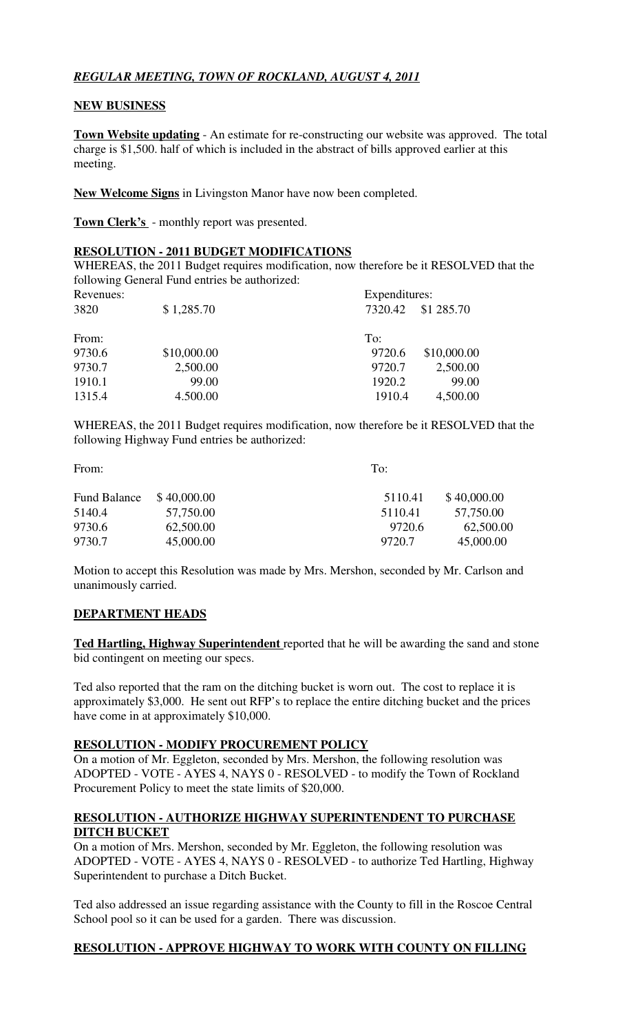***REGULAR MEETING, TOWN OF ROCKLAND, AUGUST 4, 2011***

**NEW BUSINESS**

**Town Website updating** - An estimate for re-constructing our website was approved. The total charge is $1,500. half of which is included in the abstract of bills approved earlier at this meeting.

**New Welcome Signs** in Livingston Manor have now been completed.

**Town Clerk's** - monthly report was presented.

**RESOLUTION - 2011 BUDGET MODIFICATIONS**

WHEREAS, the 2011 Budget requires modification, now therefore be it RESOLVED that the following General Fund entries be authorized:

| Revenues: | | Expenditures: | |
|---|---|---|---|
| 3820 | $ 1,285.70 | 7320.42 | $1 285.70 |
| | | | |
| From: | | To: | |
| 9730.6 | $10,000.00 | 9720.6 | $10,000.00 |
| 9730.7 | 2,500.00 | 9720.7 | 2,500.00 |
| 1910.1 | 99.00 | 1920.2 | 99.00 |
| 1315.4 | 4.500.00 | 1910.4 | 4,500.00 |

WHEREAS, the 2011 Budget requires modification, now therefore be it RESOLVED that the following Highway Fund entries be authorized:

| From: | | To: | |
|---|---|---|---|
| Fund Balance | $ 40,000.00 | 5110.41 | $ 40,000.00 |
| 5140.4 | 57,750.00 | 5110.41 | 57,750.00 |
| 9730.6 | 62,500.00 | 9720.6 | 62,500.00 |
| 9730.7 | 45,000.00 | 9720.7 | 45,000.00 |

Motion to accept this Resolution was made by Mrs. Mershon, seconded by Mr. Carlson and unanimously carried.

**DEPARTMENT HEADS**

**Ted Hartling, Highway Superintendent** reported that he will be awarding the sand and stone bid contingent on meeting our specs.

Ted also reported that the ram on the ditching bucket is worn out. The cost to replace it is approximately $3,000. He sent out RFP's to replace the entire ditching bucket and the prices have come in at approximately $10,000.

**RESOLUTION - MODIFY PROCUREMENT POLICY**

On a motion of Mr. Eggleton, seconded by Mrs. Mershon, the following resolution was ADOPTED - VOTE - AYES 4, NAYS 0 - RESOLVED - to modify the Town of Rockland Procurement Policy to meet the state limits of $20,000.

**RESOLUTION - AUTHORIZE HIGHWAY SUPERINTENDENT TO PURCHASE DITCH BUCKET**

On a motion of Mrs. Mershon, seconded by Mr. Eggleton, the following resolution was ADOPTED - VOTE - AYES 4, NAYS 0 - RESOLVED - to authorize Ted Hartling, Highway Superintendent to purchase a Ditch Bucket.

Ted also addressed an issue regarding assistance with the County to fill in the Roscoe Central School pool so it can be used for a garden. There was discussion.

**RESOLUTION - APPROVE HIGHWAY TO WORK WITH COUNTY ON FILLING**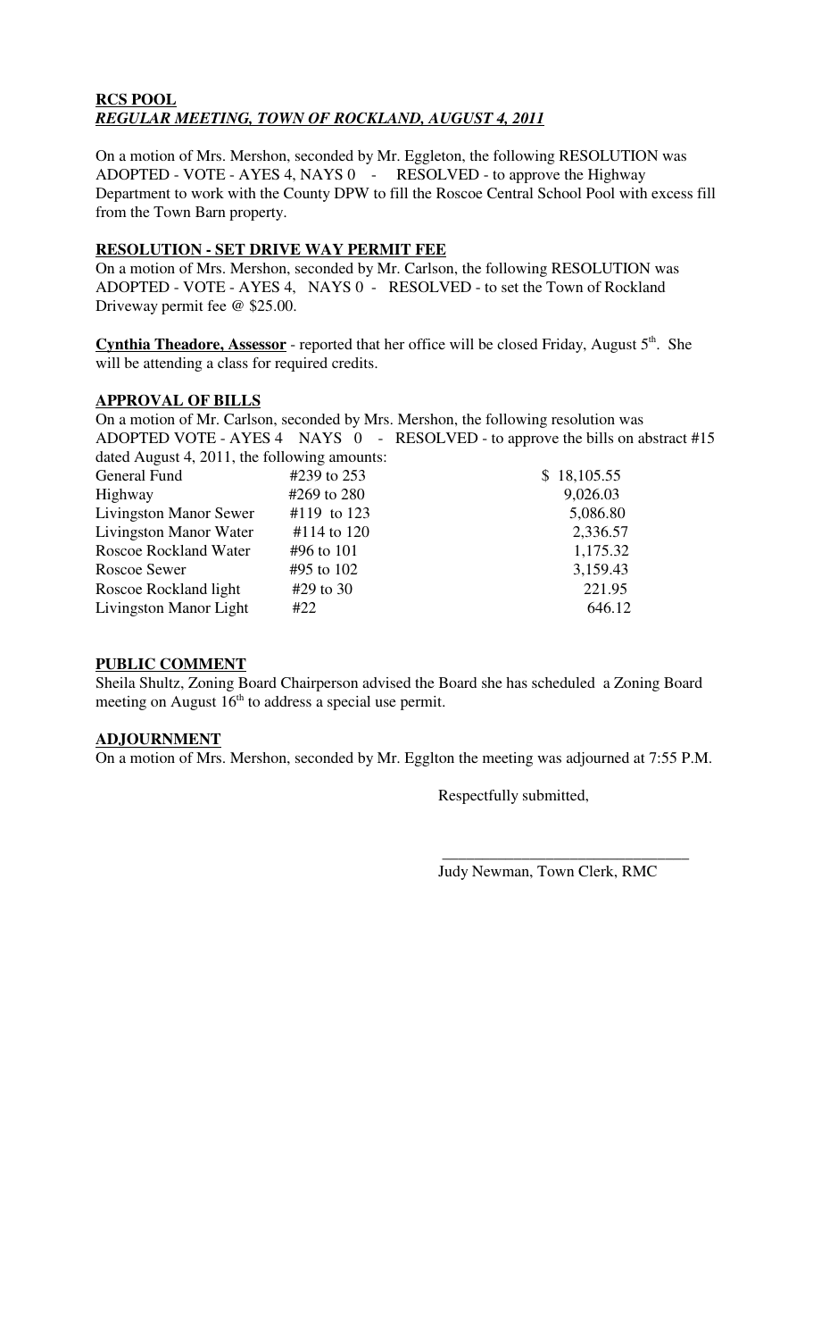**RCS POOL**
***REGULAR MEETING, TOWN OF ROCKLAND, AUGUST 4, 2011***

On a motion of Mrs. Mershon, seconded by Mr. Eggleton, the following RESOLUTION was ADOPTED - VOTE - AYES 4, NAYS 0 - RESOLVED - to approve the Highway Department to work with the County DPW to fill the Roscoe Central School Pool with excess fill from the Town Barn property.

**RESOLUTION - SET DRIVE WAY PERMIT FEE**

On a motion of Mrs. Mershon, seconded by Mr. Carlson, the following RESOLUTION was ADOPTED - VOTE - AYES 4, NAYS 0 - RESOLVED - to set the Town of Rockland Driveway permit fee @ $25.00.

**Cynthia Theadore, Assessor** - reported that her office will be closed Friday, August 5th. She will be attending a class for required credits.

**APPROVAL OF BILLS**

On a motion of Mr. Carlson, seconded by Mrs. Mershon, the following resolution was ADOPTED VOTE - AYES 4 NAYS 0 - RESOLVED - to approve the bills on abstract #15 dated August 4, 2011, the following amounts:

| | | |
|---|---|---|
| General Fund | #239 to 253 | $ 18,105.55 |
| Highway | #269 to 280 | 9,026.03 |
| Livingston Manor Sewer | #119 to 123 | 5,086.80 |
| Livingston Manor Water | #114 to 120 | 2,336.57 |
| Roscoe Rockland Water | #96 to 101 | 1,175.32 |
| Roscoe Sewer | #95 to 102 | 3,159.43 |
| Roscoe Rockland light | #29 to 30 | 221.95 |
| Livingston Manor Light | #22 | 646.12 |

**PUBLIC COMMENT**

Sheila Shultz, Zoning Board Chairperson advised the Board she has scheduled a Zoning Board meeting on August 16th to address a special use permit.

**ADJOURNMENT**

On a motion of Mrs. Mershon, seconded by Mr. Egglton the meeting was adjourned at 7:55 P.M.

Respectfully submitted,

\_\_\_\_\_\_\_\_\_\_\_\_\_\_\_\_\_\_\_\_\_\_\_\_\_\_\_\_\_\_\_

Judy Newman, Town Clerk, RMC